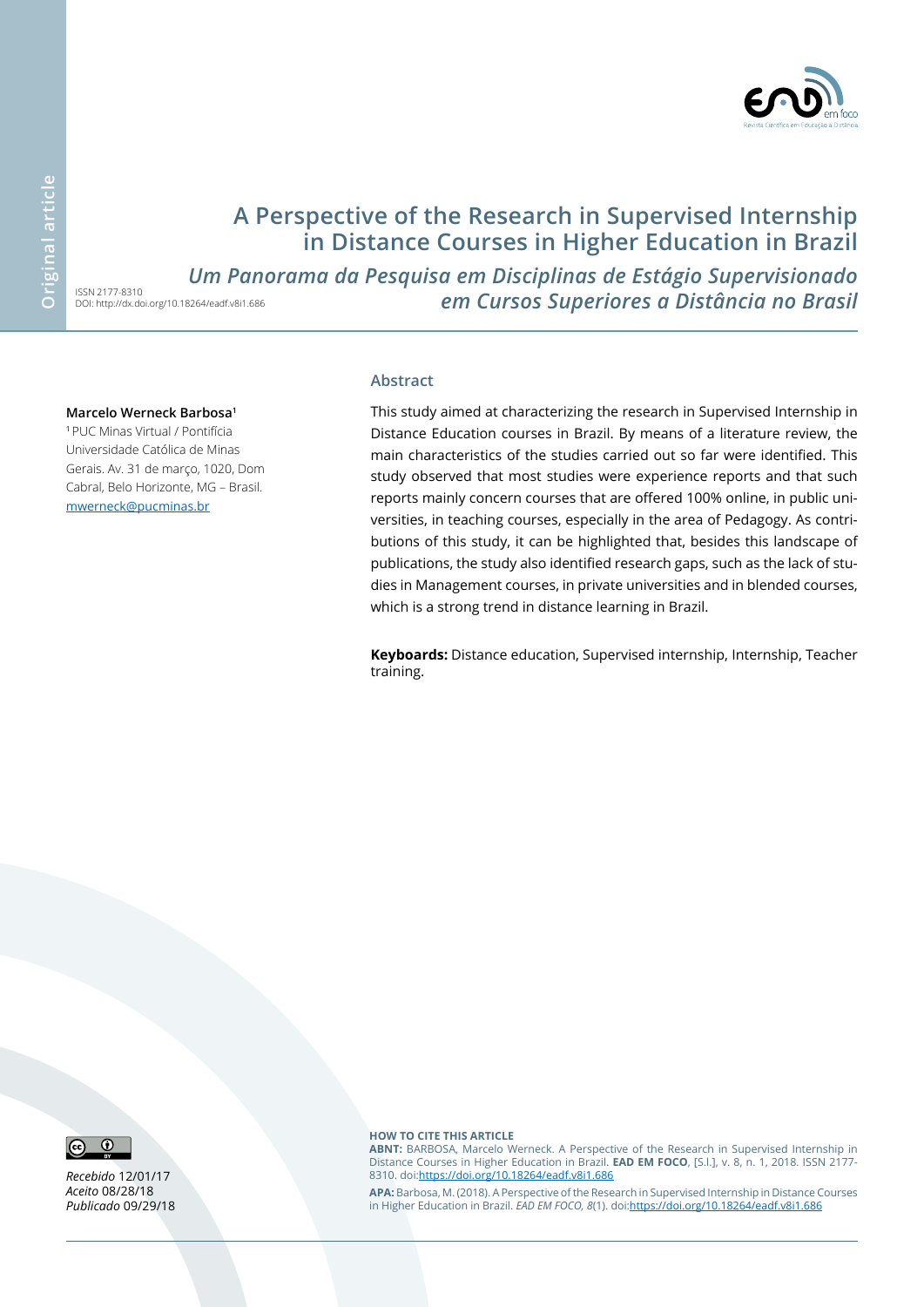Original article

# A Perspective of the Research in Supervised Internship in Distance Courses in Higher Education in Brazil

## *Um Panorama da Pesquisa em Disciplinas de Estágio Supervisionado em Cursos Superiores a Distância no Brasil*

ISSN 2177-8310
DOI: http://dx.doi.org/10.18264/eadf.v8i1.686

**Marcelo Werneck Barbosa**[1]

[1] PUC Minas Virtual / Pontifícia Universidade Católica de Minas Gerais. Av. 31 de março, 1020, Dom Cabral, Belo Horizonte, MG – Brasil. mwerneck@pucminas.br

### Abstract

This study aimed at characterizing the research in Supervised Internship in Distance Education courses in Brazil. By means of a literature review, the main characteristics of the studies carried out so far were identified. This study observed that most studies were experience reports and that such reports mainly concern courses that are offered 100% online, in public universities, in teaching courses, especially in the area of Pedagogy. As contributions of this study, it can be highlighted that, besides this landscape of publications, the study also identified research gaps, such as the lack of studies in Management courses, in private universities and in blended courses, which is a strong trend in distance learning in Brazil.

**Keyboards:** Distance education, Supervised internship, Internship, Teacher training.

*Recebido* 12/01/17
*Aceito* 08/28/18
*Publicado* 09/29/18

**HOW TO CITE THIS ARTICLE**

**ABNT:** BARBOSA, Marcelo Werneck. A Perspective of the Research in Supervised Internship in Distance Courses in Higher Education in Brazil. **EAD EM FOCO**, [S.l.], v. 8, n. 1, 2018. ISSN 2177-8310. doi:https://doi.org/10.18264/eadf.v8i1.686

**APA:** Barbosa, M. (2018). A Perspective of the Research in Supervised Internship in Distance Courses in Higher Education in Brazil. *EAD EM FOCO, 8*(1). doi:https://doi.org/10.18264/eadf.v8i1.686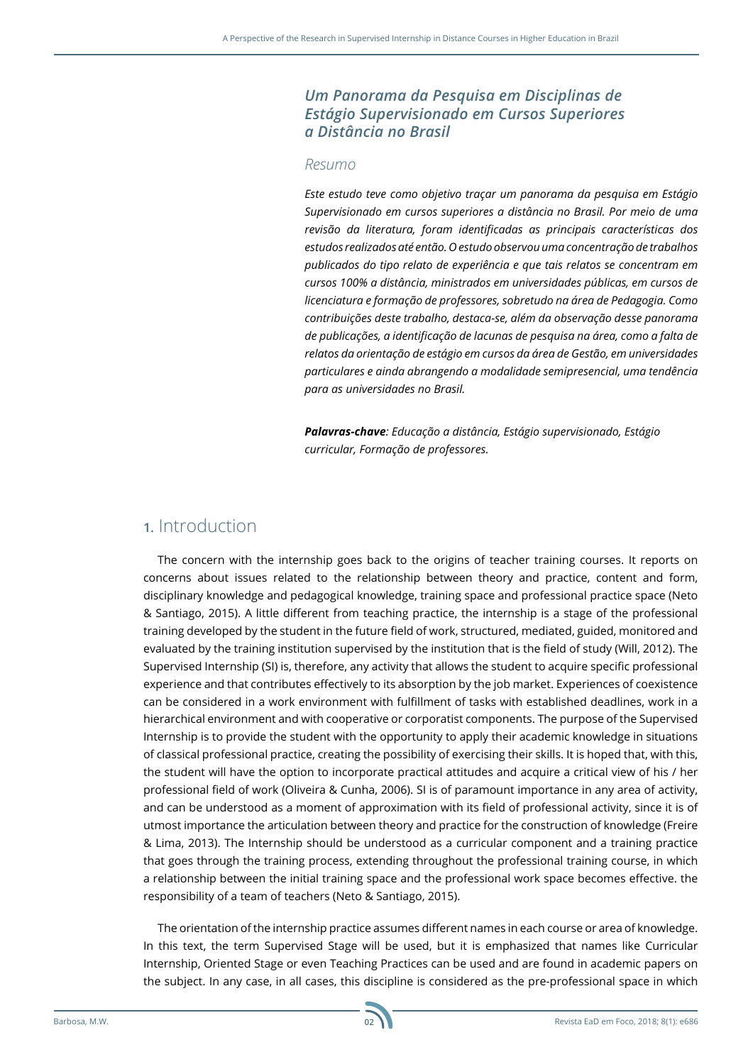### *Um Panorama da Pesquisa em Disciplinas de Estágio Supervisionado em Cursos Superiores a Distância no Brasil*

*Resumo*

*Este estudo teve como objetivo traçar um panorama da pesquisa em Estágio Supervisionado em cursos superiores a distância no Brasil. Por meio de uma revisão da literatura, foram identificadas as principais características dos estudos realizados até então. O estudo observou uma concentração de trabalhos publicados do tipo relato de experiência e que tais relatos se concentram em cursos 100% a distância, ministrados em universidades públicas, em cursos de licenciatura e formação de professores, sobretudo na área de Pedagogia. Como contribuições deste trabalho, destaca-se, além da observação desse panorama de publicações, a identificação de lacunas de pesquisa na área, como a falta de relatos da orientação de estágio em cursos da área de Gestão, em universidades particulares e ainda abrangendo a modalidade semipresencial, uma tendência para as universidades no Brasil.*

***Palavras-chave**: Educação a distância, Estágio supervisionado, Estágio curricular, Formação de professores.*

## 1. Introduction

The concern with the internship goes back to the origins of teacher training courses. It reports on concerns about issues related to the relationship between theory and practice, content and form, disciplinary knowledge and pedagogical knowledge, training space and professional practice space (Neto & Santiago, 2015). A little different from teaching practice, the internship is a stage of the professional training developed by the student in the future field of work, structured, mediated, guided, monitored and evaluated by the training institution supervised by the institution that is the field of study (Will, 2012). The Supervised Internship (SI) is, therefore, any activity that allows the student to acquire specific professional experience and that contributes effectively to its absorption by the job market. Experiences of coexistence can be considered in a work environment with fulfillment of tasks with established deadlines, work in a hierarchical environment and with cooperative or corporatist components. The purpose of the Supervised Internship is to provide the student with the opportunity to apply their academic knowledge in situations of classical professional practice, creating the possibility of exercising their skills. It is hoped that, with this, the student will have the option to incorporate practical attitudes and acquire a critical view of his / her professional field of work (Oliveira & Cunha, 2006). SI is of paramount importance in any area of activity, and can be understood as a moment of approximation with its field of professional activity, since it is of utmost importance the articulation between theory and practice for the construction of knowledge (Freire & Lima, 2013). The Internship should be understood as a curricular component and a training practice that goes through the training process, extending throughout the professional training course, in which a relationship between the initial training space and the professional work space becomes effective. the responsibility of a team of teachers (Neto & Santiago, 2015).

The orientation of the internship practice assumes different names in each course or area of knowledge. In this text, the term Supervised Stage will be used, but it is emphasized that names like Curricular Internship, Oriented Stage or even Teaching Practices can be used and are found in academic papers on the subject. In any case, in all cases, this discipline is considered as the pre-professional space in which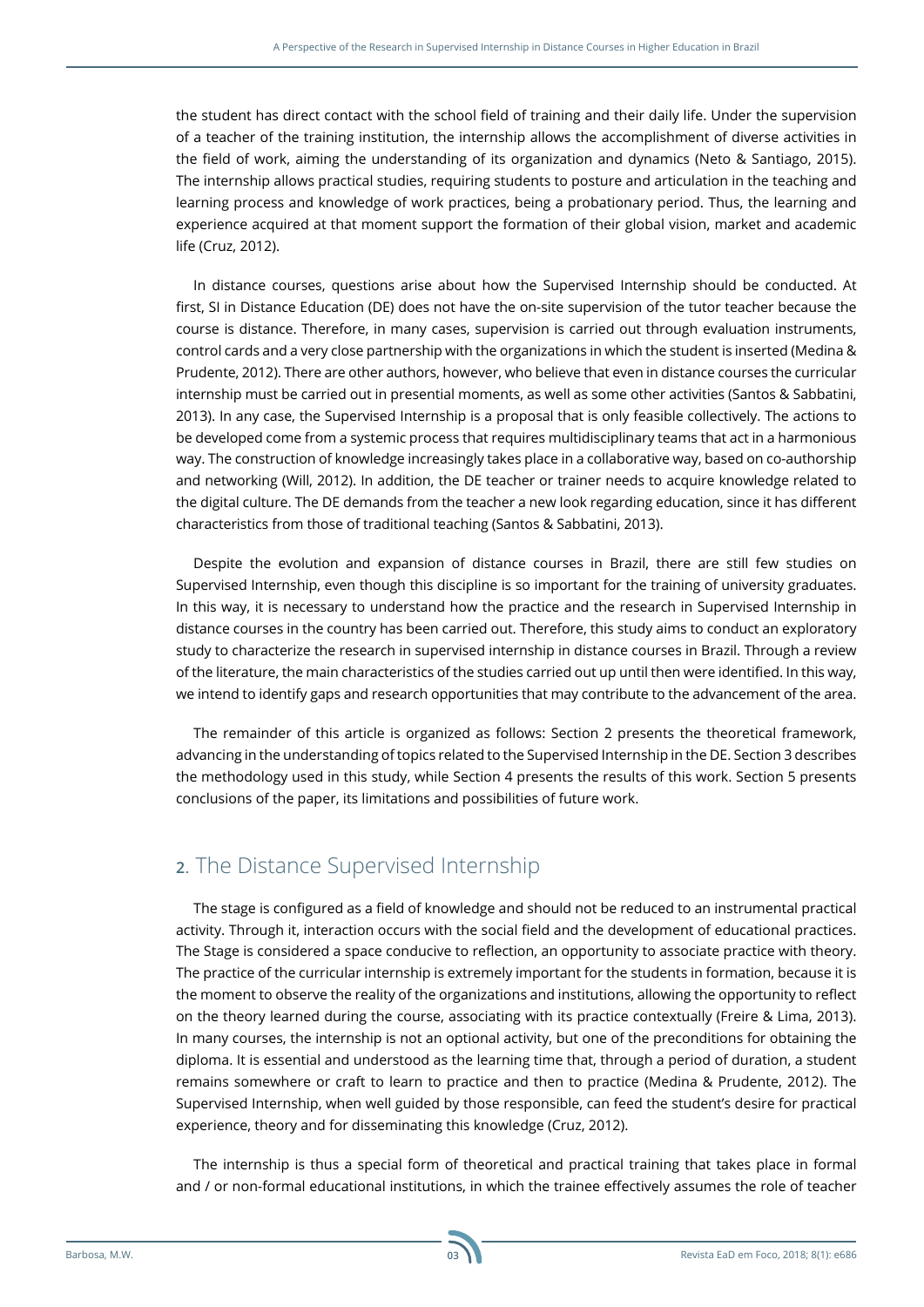the student has direct contact with the school field of training and their daily life. Under the supervision of a teacher of the training institution, the internship allows the accomplishment of diverse activities in the field of work, aiming the understanding of its organization and dynamics (Neto & Santiago, 2015). The internship allows practical studies, requiring students to posture and articulation in the teaching and learning process and knowledge of work practices, being a probationary period. Thus, the learning and experience acquired at that moment support the formation of their global vision, market and academic life (Cruz, 2012).

In distance courses, questions arise about how the Supervised Internship should be conducted. At first, SI in Distance Education (DE) does not have the on-site supervision of the tutor teacher because the course is distance. Therefore, in many cases, supervision is carried out through evaluation instruments, control cards and a very close partnership with the organizations in which the student is inserted (Medina & Prudente, 2012). There are other authors, however, who believe that even in distance courses the curricular internship must be carried out in presential moments, as well as some other activities (Santos & Sabbatini, 2013). In any case, the Supervised Internship is a proposal that is only feasible collectively. The actions to be developed come from a systemic process that requires multidisciplinary teams that act in a harmonious way. The construction of knowledge increasingly takes place in a collaborative way, based on co-authorship and networking (Will, 2012). In addition, the DE teacher or trainer needs to acquire knowledge related to the digital culture. The DE demands from the teacher a new look regarding education, since it has different characteristics from those of traditional teaching (Santos & Sabbatini, 2013).

Despite the evolution and expansion of distance courses in Brazil, there are still few studies on Supervised Internship, even though this discipline is so important for the training of university graduates. In this way, it is necessary to understand how the practice and the research in Supervised Internship in distance courses in the country has been carried out. Therefore, this study aims to conduct an exploratory study to characterize the research in supervised internship in distance courses in Brazil. Through a review of the literature, the main characteristics of the studies carried out up until then were identified. In this way, we intend to identify gaps and research opportunities that may contribute to the advancement of the area.

The remainder of this article is organized as follows: Section 2 presents the theoretical framework, advancing in the understanding of topics related to the Supervised Internship in the DE. Section 3 describes the methodology used in this study, while Section 4 presents the results of this work. Section 5 presents conclusions of the paper, its limitations and possibilities of future work.

## 2. The Distance Supervised Internship

The stage is configured as a field of knowledge and should not be reduced to an instrumental practical activity. Through it, interaction occurs with the social field and the development of educational practices. The Stage is considered a space conducive to reflection, an opportunity to associate practice with theory. The practice of the curricular internship is extremely important for the students in formation, because it is the moment to observe the reality of the organizations and institutions, allowing the opportunity to reflect on the theory learned during the course, associating with its practice contextually (Freire & Lima, 2013). In many courses, the internship is not an optional activity, but one of the preconditions for obtaining the diploma. It is essential and understood as the learning time that, through a period of duration, a student remains somewhere or craft to learn to practice and then to practice (Medina & Prudente, 2012). The Supervised Internship, when well guided by those responsible, can feed the student's desire for practical experience, theory and for disseminating this knowledge (Cruz, 2012).

The internship is thus a special form of theoretical and practical training that takes place in formal and / or non-formal educational institutions, in which the trainee effectively assumes the role of teacher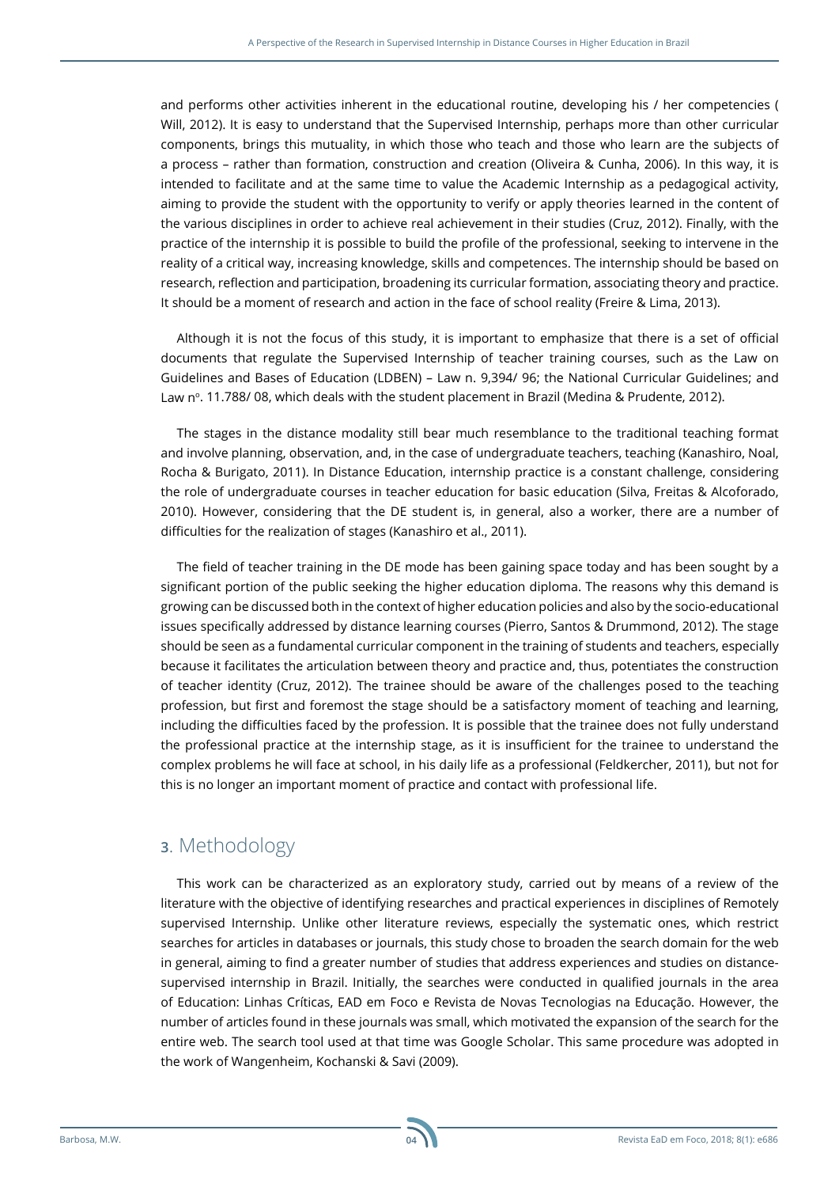and performs other activities inherent in the educational routine, developing his / her competencies ( Will, 2012). It is easy to understand that the Supervised Internship, perhaps more than other curricular components, brings this mutuality, in which those who teach and those who learn are the subjects of a process – rather than formation, construction and creation (Oliveira & Cunha, 2006). In this way, it is intended to facilitate and at the same time to value the Academic Internship as a pedagogical activity, aiming to provide the student with the opportunity to verify or apply theories learned in the content of the various disciplines in order to achieve real achievement in their studies (Cruz, 2012). Finally, with the practice of the internship it is possible to build the profile of the professional, seeking to intervene in the reality of a critical way, increasing knowledge, skills and competences. The internship should be based on research, reflection and participation, broadening its curricular formation, associating theory and practice. It should be a moment of research and action in the face of school reality (Freire & Lima, 2013).

Although it is not the focus of this study, it is important to emphasize that there is a set of official documents that regulate the Supervised Internship of teacher training courses, such as the Law on Guidelines and Bases of Education (LDBEN) – Law n. 9,394/ 96; the National Curricular Guidelines; and Law nº. 11.788/ 08, which deals with the student placement in Brazil (Medina & Prudente, 2012).

The stages in the distance modality still bear much resemblance to the traditional teaching format and involve planning, observation, and, in the case of undergraduate teachers, teaching (Kanashiro, Noal, Rocha & Burigato, 2011). In Distance Education, internship practice is a constant challenge, considering the role of undergraduate courses in teacher education for basic education (Silva, Freitas & Alcoforado, 2010). However, considering that the DE student is, in general, also a worker, there are a number of difficulties for the realization of stages (Kanashiro et al., 2011).

The field of teacher training in the DE mode has been gaining space today and has been sought by a significant portion of the public seeking the higher education diploma. The reasons why this demand is growing can be discussed both in the context of higher education policies and also by the socio-educational issues specifically addressed by distance learning courses (Pierro, Santos & Drummond, 2012). The stage should be seen as a fundamental curricular component in the training of students and teachers, especially because it facilitates the articulation between theory and practice and, thus, potentiates the construction of teacher identity (Cruz, 2012). The trainee should be aware of the challenges posed to the teaching profession, but first and foremost the stage should be a satisfactory moment of teaching and learning, including the difficulties faced by the profession. It is possible that the trainee does not fully understand the professional practice at the internship stage, as it is insufficient for the trainee to understand the complex problems he will face at school, in his daily life as a professional (Feldkercher, 2011), but not for this is no longer an important moment of practice and contact with professional life.

## 3. Methodology

This work can be characterized as an exploratory study, carried out by means of a review of the literature with the objective of identifying researches and practical experiences in disciplines of Remotely supervised Internship. Unlike other literature reviews, especially the systematic ones, which restrict searches for articles in databases or journals, this study chose to broaden the search domain for the web in general, aiming to find a greater number of studies that address experiences and studies on distance-supervised internship in Brazil. Initially, the searches were conducted in qualified journals in the area of Education: Linhas Críticas, EAD em Foco e Revista de Novas Tecnologias na Educação. However, the number of articles found in these journals was small, which motivated the expansion of the search for the entire web. The search tool used at that time was Google Scholar. This same procedure was adopted in the work of Wangenheim, Kochanski & Savi (2009).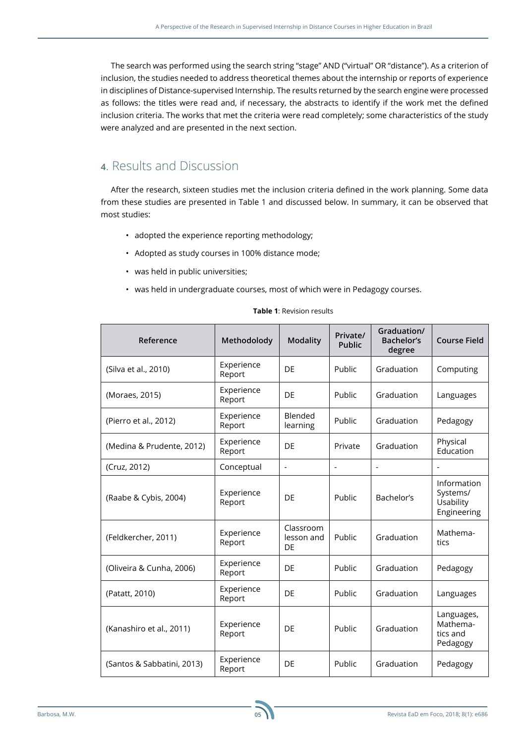The search was performed using the search string "stage" AND ("virtual" OR "distance"). As a criterion of inclusion, the studies needed to address theoretical themes about the internship or reports of experience in disciplines of Distance-supervised Internship. The results returned by the search engine were processed as follows: the titles were read and, if necessary, the abstracts to identify if the work met the defined inclusion criteria. The works that met the criteria were read completely; some characteristics of the study were analyzed and are presented in the next section.

## 4. Results and Discussion

After the research, sixteen studies met the inclusion criteria defined in the work planning. Some data from these studies are presented in Table 1 and discussed below. In summary, it can be observed that most studies:

- adopted the experience reporting methodology;
- Adopted as study courses in 100% distance mode;
- was held in public universities;
- was held in undergraduate courses, most of which were in Pedagogy courses.

**Table 1**: Revision results

| Reference | Methodolody | Modality | Private/ Public | Graduation/ Bachelor's degree | Course Field |
|---|---|---|---|---|---|
| (Silva et al., 2010) | Experience Report | DE | Public | Graduation | Computing |
| (Moraes, 2015) | Experience Report | DE | Public | Graduation | Languages |
| (Pierro et al., 2012) | Experience Report | Blended learning | Public | Graduation | Pedagogy |
| (Medina & Prudente, 2012) | Experience Report | DE | Private | Graduation | Physical Education |
| (Cruz, 2012) | Conceptual | - | - | - | - |
| (Raabe & Cybis, 2004) | Experience Report | DE | Public | Bachelor's | Information Systems/ Usability Engineering |
| (Feldkercher, 2011) | Experience Report | Classroom lesson and DE | Public | Graduation | Mathematics |
| (Oliveira & Cunha, 2006) | Experience Report | DE | Public | Graduation | Pedagogy |
| (Patatt, 2010) | Experience Report | DE | Public | Graduation | Languages |
| (Kanashiro et al., 2011) | Experience Report | DE | Public | Graduation | Languages, Mathematics and Pedagogy |
| (Santos & Sabbatini, 2013) | Experience Report | DE | Public | Graduation | Pedagogy |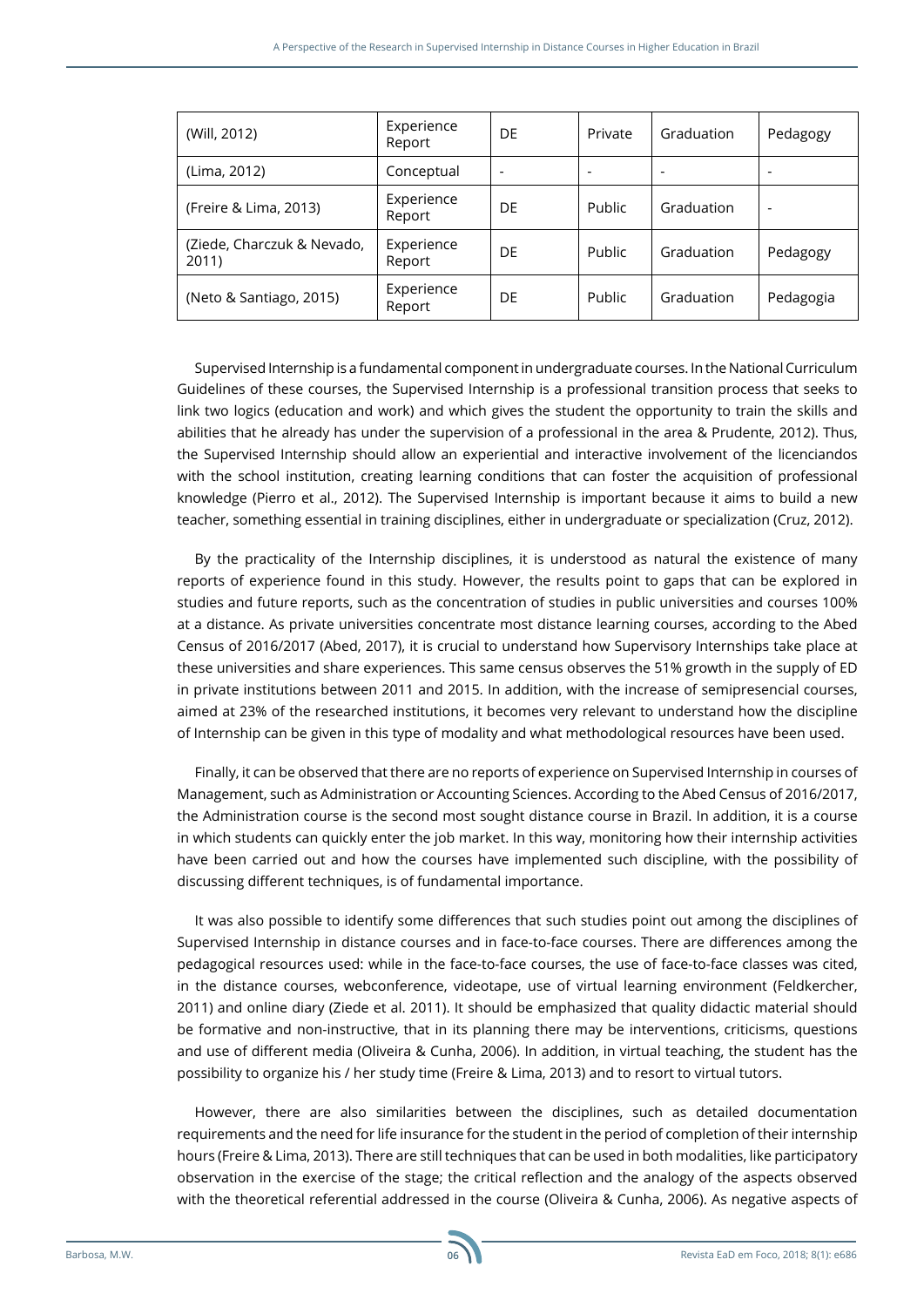| (Will, 2012) | Experience Report | DE | Private | Graduation | Pedagogy |
|---|---|---|---|---|---|
| (Lima, 2012) | Conceptual | - | - | - | - |
| (Freire & Lima, 2013) | Experience Report | DE | Public | Graduation | - |
| (Ziede, Charczuk & Nevado, 2011) | Experience Report | DE | Public | Graduation | Pedagogy |
| (Neto & Santiago, 2015) | Experience Report | DE | Public | Graduation | Pedagogia |

Supervised Internship is a fundamental component in undergraduate courses. In the National Curriculum Guidelines of these courses, the Supervised Internship is a professional transition process that seeks to link two logics (education and work) and which gives the student the opportunity to train the skills and abilities that he already has under the supervision of a professional in the area & Prudente, 2012). Thus, the Supervised Internship should allow an experiential and interactive involvement of the licenciandos with the school institution, creating learning conditions that can foster the acquisition of professional knowledge (Pierro et al., 2012). The Supervised Internship is important because it aims to build a new teacher, something essential in training disciplines, either in undergraduate or specialization (Cruz, 2012).

By the practicality of the Internship disciplines, it is understood as natural the existence of many reports of experience found in this study. However, the results point to gaps that can be explored in studies and future reports, such as the concentration of studies in public universities and courses 100% at a distance. As private universities concentrate most distance learning courses, according to the Abed Census of 2016/2017 (Abed, 2017), it is crucial to understand how Supervisory Internships take place at these universities and share experiences. This same census observes the 51% growth in the supply of ED in private institutions between 2011 and 2015. In addition, with the increase of semipresencial courses, aimed at 23% of the researched institutions, it becomes very relevant to understand how the discipline of Internship can be given in this type of modality and what methodological resources have been used.

Finally, it can be observed that there are no reports of experience on Supervised Internship in courses of Management, such as Administration or Accounting Sciences. According to the Abed Census of 2016/2017, the Administration course is the second most sought distance course in Brazil. In addition, it is a course in which students can quickly enter the job market. In this way, monitoring how their internship activities have been carried out and how the courses have implemented such discipline, with the possibility of discussing different techniques, is of fundamental importance.

It was also possible to identify some differences that such studies point out among the disciplines of Supervised Internship in distance courses and in face-to-face courses. There are differences among the pedagogical resources used: while in the face-to-face courses, the use of face-to-face classes was cited, in the distance courses, webconference, videotape, use of virtual learning environment (Feldkercher, 2011) and online diary (Ziede et al. 2011). It should be emphasized that quality didactic material should be formative and non-instructive, that in its planning there may be interventions, criticisms, questions and use of different media (Oliveira & Cunha, 2006). In addition, in virtual teaching, the student has the possibility to organize his / her study time (Freire & Lima, 2013) and to resort to virtual tutors.

However, there are also similarities between the disciplines, such as detailed documentation requirements and the need for life insurance for the student in the period of completion of their internship hours (Freire & Lima, 2013). There are still techniques that can be used in both modalities, like participatory observation in the exercise of the stage; the critical reflection and the analogy of the aspects observed with the theoretical referential addressed in the course (Oliveira & Cunha, 2006). As negative aspects of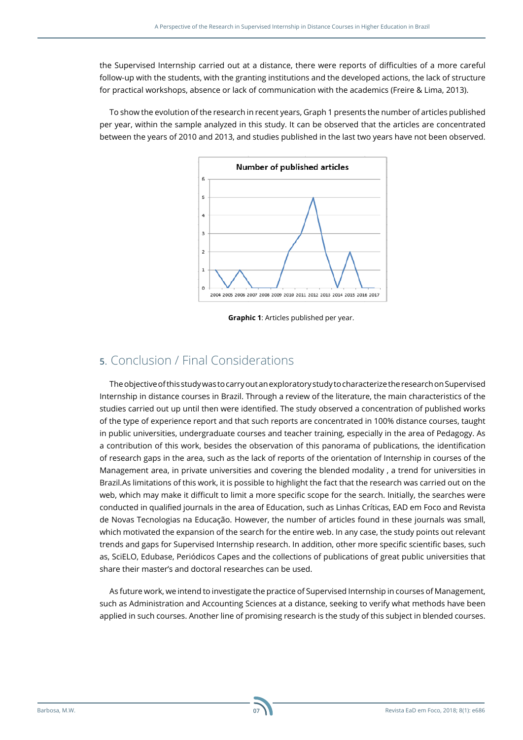the Supervised Internship carried out at a distance, there were reports of difficulties of a more careful follow-up with the students, with the granting institutions and the developed actions, the lack of structure for practical workshops, absence or lack of communication with the academics (Freire & Lima, 2013).

To show the evolution of the research in recent years, Graph 1 presents the number of articles published per year, within the sample analyzed in this study. It can be observed that the articles are concentrated between the years of 2010 and 2013, and studies published in the last two years have not been observed.

**Graphic 1**: Articles published per year.

## 5. Conclusion / Final Considerations

The objective of this study was to carry out an exploratory study to characterize the research on Supervised Internship in distance courses in Brazil. Through a review of the literature, the main characteristics of the studies carried out up until then were identified. The study observed a concentration of published works of the type of experience report and that such reports are concentrated in 100% distance courses, taught in public universities, undergraduate courses and teacher training, especially in the area of Pedagogy. As a contribution of this work, besides the observation of this panorama of publications, the identification of research gaps in the area, such as the lack of reports of the orientation of Internship in courses of the Management area, in private universities and covering the blended modality , a trend for universities in Brazil.As limitations of this work, it is possible to highlight the fact that the research was carried out on the web, which may make it difficult to limit a more specific scope for the search. Initially, the searches were conducted in qualified journals in the area of Education, such as Linhas Críticas, EAD em Foco and Revista de Novas Tecnologias na Educação. However, the number of articles found in these journals was small, which motivated the expansion of the search for the entire web. In any case, the study points out relevant trends and gaps for Supervised Internship research. In addition, other more specific scientific bases, such as, SciELO, Edubase, Periódicos Capes and the collections of publications of great public universities that share their master's and doctoral researches can be used.

As future work, we intend to investigate the practice of Supervised Internship in courses of Management, such as Administration and Accounting Sciences at a distance, seeking to verify what methods have been applied in such courses. Another line of promising research is the study of this subject in blended courses.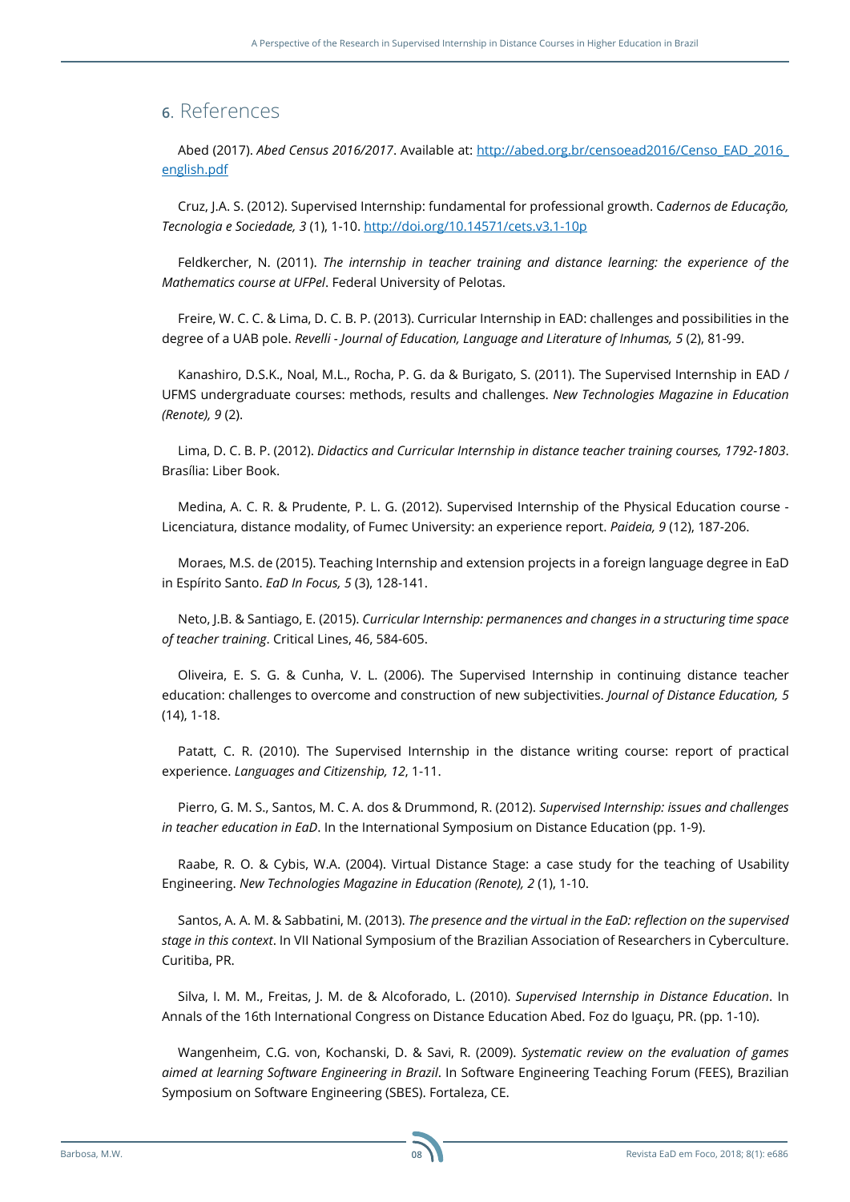## 6. References

Abed (2017). *Abed Census 2016/2017*. Available at: [http://abed.org.br/censoead2016/Censo_EAD_2016_english.pdf](http://abed.org.br/censoead2016/Censo_EAD_2016_english.pdf)

Cruz, J.A. S. (2012). Supervised Internship: fundamental for professional growth. C*adernos de Educação, Tecnologia e Sociedade, 3* (1), 1-10. [http://doi.org/10.14571/cets.v3.1-10p](http://doi.org/10.14571/cets.v3.1-10p)

Feldkercher, N. (2011). *The internship in teacher training and distance learning: the experience of the Mathematics course at UFPel*. Federal University of Pelotas.

Freire, W. C. C. & Lima, D. C. B. P. (2013). Curricular Internship in EAD: challenges and possibilities in the degree of a UAB pole. *Revelli - Journal of Education, Language and Literature of Inhumas, 5* (2), 81-99.

Kanashiro, D.S.K., Noal, M.L., Rocha, P. G. da & Burigato, S. (2011). The Supervised Internship in EAD / UFMS undergraduate courses: methods, results and challenges. *New Technologies Magazine in Education (Renote), 9* (2).

Lima, D. C. B. P. (2012). *Didactics and Curricular Internship in distance teacher training courses, 1792-1803*. Brasília: Liber Book.

Medina, A. C. R. & Prudente, P. L. G. (2012). Supervised Internship of the Physical Education course - Licenciatura, distance modality, of Fumec University: an experience report. *Paideia, 9* (12), 187-206.

Moraes, M.S. de (2015). Teaching Internship and extension projects in a foreign language degree in EaD in Espírito Santo. *EaD In Focus, 5* (3), 128-141.

Neto, J.B. & Santiago, E. (2015). *Curricular Internship: permanences and changes in a structuring time space of teacher training*. Critical Lines, 46, 584-605.

Oliveira, E. S. G. & Cunha, V. L. (2006). The Supervised Internship in continuing distance teacher education: challenges to overcome and construction of new subjectivities. *Journal of Distance Education, 5* (14), 1-18.

Patatt, C. R. (2010). The Supervised Internship in the distance writing course: report of practical experience. *Languages and Citizenship, 12*, 1-11.

Pierro, G. M. S., Santos, M. C. A. dos & Drummond, R. (2012). *Supervised Internship: issues and challenges in teacher education in EaD*. In the International Symposium on Distance Education (pp. 1-9).

Raabe, R. O. & Cybis, W.A. (2004). Virtual Distance Stage: a case study for the teaching of Usability Engineering. *New Technologies Magazine in Education (Renote), 2* (1), 1-10.

Santos, A. A. M. & Sabbatini, M. (2013). *The presence and the virtual in the EaD: reflection on the supervised stage in this context*. In VII National Symposium of the Brazilian Association of Researchers in Cyberculture. Curitiba, PR.

Silva, I. M. M., Freitas, J. M. de & Alcoforado, L. (2010). *Supervised Internship in Distance Education*. In Annals of the 16th International Congress on Distance Education Abed. Foz do Iguaçu, PR. (pp. 1-10).

Wangenheim, C.G. von, Kochanski, D. & Savi, R. (2009). *Systematic review on the evaluation of games aimed at learning Software Engineering in Brazil*. In Software Engineering Teaching Forum (FEES), Brazilian Symposium on Software Engineering (SBES). Fortaleza, CE.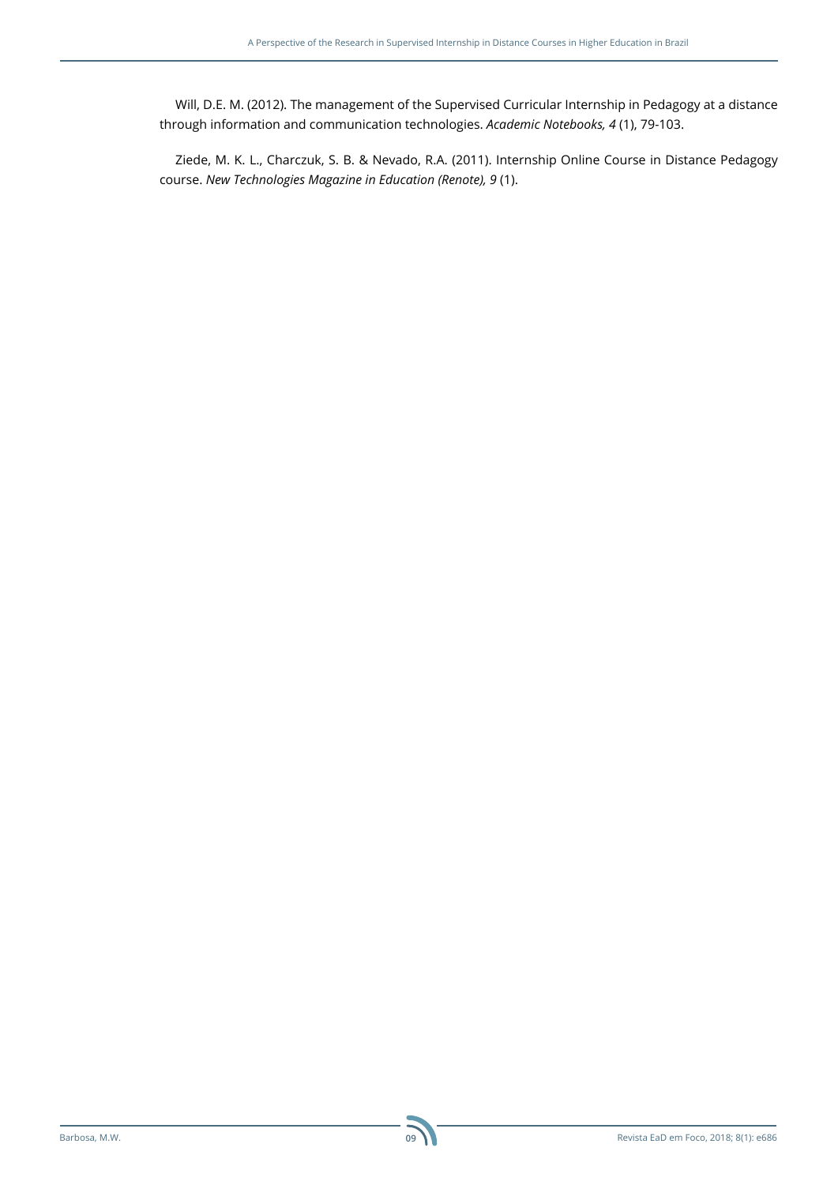Will, D.E. M. (2012). The management of the Supervised Curricular Internship in Pedagogy at a distance through information and communication technologies. *Academic Notebooks, 4* (1), 79-103.

Ziede, M. K. L., Charczuk, S. B. & Nevado, R.A. (2011). Internship Online Course in Distance Pedagogy course. *New Technologies Magazine in Education (Renote), 9* (1).